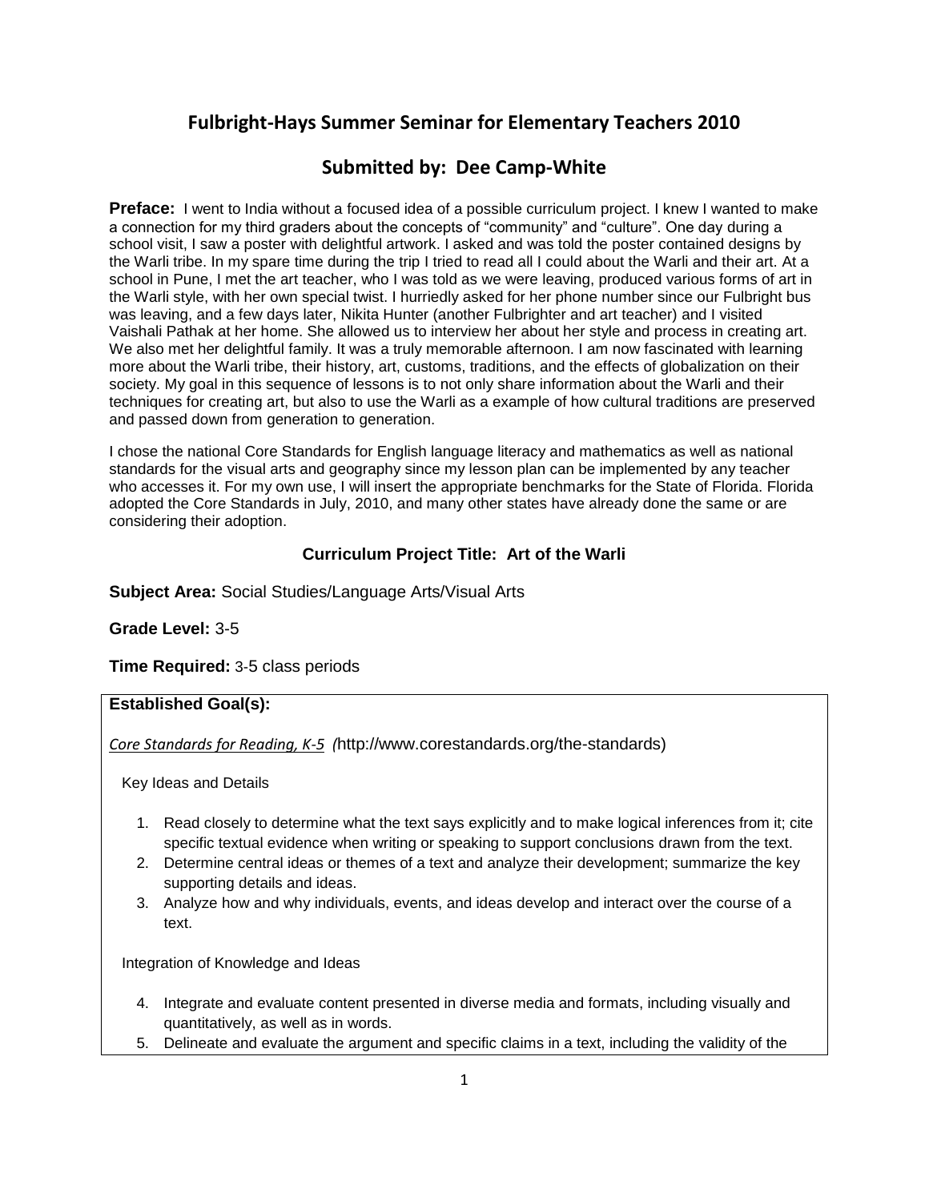# Fulbright-Hays Summer Seminar for Elementary Teachers 2010

## Submitted by: Dee Camp-White

**Preface:** I went to India without a focused idea of a possible curriculum project. I knew I wanted to make a connection for my third graders about the concepts of "community" and "culture". One day during a school visit, I saw a poster with delightful artwork. I asked and was told the poster contained designs by the Warli tribe. In my spare time during the trip I tried to read all I could about the Warli and their art. At a school in Pune, I met the art teacher, who I was told as we were leaving, produced various forms of art in the Warli style, with her own special twist. I hurriedly asked for her phone number since our Fulbright bus was leaving, and a few days later, Nikita Hunter (another Fulbrighter and art teacher) and I visited Vaishali Pathak at her home. She allowed us to interview her about her style and process in creating art. We also met her delightful family. It was a truly memorable afternoon. I am now fascinated with learning more about the Warli tribe, their history, art, customs, traditions, and the effects of globalization on their society. My goal in this sequence of lessons is to not only share information about the Warli and their techniques for creating art, but also to use the Warli as a example of how cultural traditions are preserved and passed down from generation to generation.

I chose the national Core Standards for English language literacy and mathematics as well as national standards for the visual arts and geography since my lesson plan can be implemented by any teacher who accesses it. For my own use, I will insert the appropriate benchmarks for the State of Florida. Florida adopted the Core Standards in July, 2010, and many other states have already done the same or are considering their adoption.

### Curriculum Project Title: Art of the Warli

**Subject Area:** Social Studies/Language Arts/Visual Arts

**Grade Level:** 3-5

**Time Required:** 3-5 class periods

**Established Goal(s):**

*Core Standards for Reading, K-5* (http://www.corestandards.org/the-standards)

Key Ideas and Details

1. Read closely to determine what the text says explicitly and to make logical inferences from it; cite specific textual evidence when writing or speaking to support conclusions drawn from the text.
2. Determine central ideas or themes of a text and analyze their development; summarize the key supporting details and ideas.
3. Analyze how and why individuals, events, and ideas develop and interact over the course of a text.

Integration of Knowledge and Ideas

4. Integrate and evaluate content presented in diverse media and formats, including visually and quantitatively, as well as in words.
5. Delineate and evaluate the argument and specific claims in a text, including the validity of the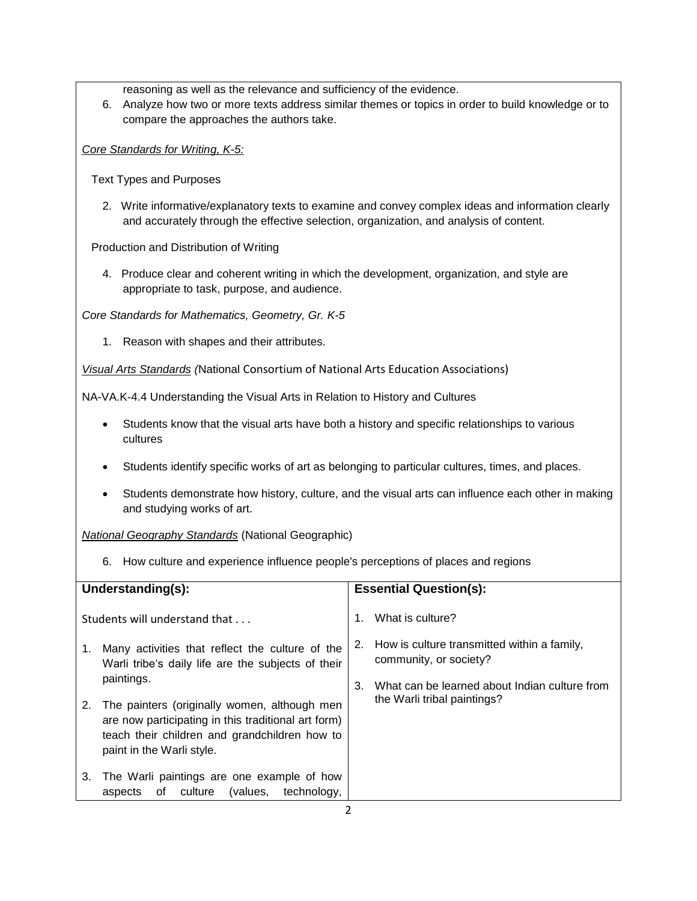reasoning as well as the relevance and sufficiency of the evidence.

6. Analyze how two or more texts address similar themes or topics in order to build knowledge or to compare the approaches the authors take.

*Core Standards for Writing, K-5:*

Text Types and Purposes

2. Write informative/explanatory texts to examine and convey complex ideas and information clearly and accurately through the effective selection, organization, and analysis of content.

Production and Distribution of Writing

4. Produce clear and coherent writing in which the development, organization, and style are appropriate to task, purpose, and audience.

*Core Standards for Mathematics, Geometry, Gr. K-5*

1. Reason with shapes and their attributes.

*Visual Arts Standards (*National Consortium of National Arts Education Associations)

NA-VA.K-4.4 Understanding the Visual Arts in Relation to History and Cultures

- Students know that the visual arts have both a history and specific relationships to various cultures
- Students identify specific works of art as belonging to particular cultures, times, and places.
- Students demonstrate how history, culture, and the visual arts can influence each other in making and studying works of art.

*National Geography Standards* (National Geographic)

6. How culture and experience influence people's perceptions of places and regions

| **Understanding(s):** | **Essential Question(s):** |
| --- | --- |
| Students will understand that . . .<br><br>1. Many activities that reflect the culture of the Warli tribe's daily life are the subjects of their paintings.<br><br>2. The painters (originally women, although men are now participating in this traditional art form) teach their children and grandchildren how to paint in the Warli style.<br><br>3. The Warli paintings are one example of how aspects of culture (values, technology, | 1. What is culture?<br><br>2. How is culture transmitted within a family, community, or society?<br><br>3. What can be learned about Indian culture from the Warli tribal paintings? |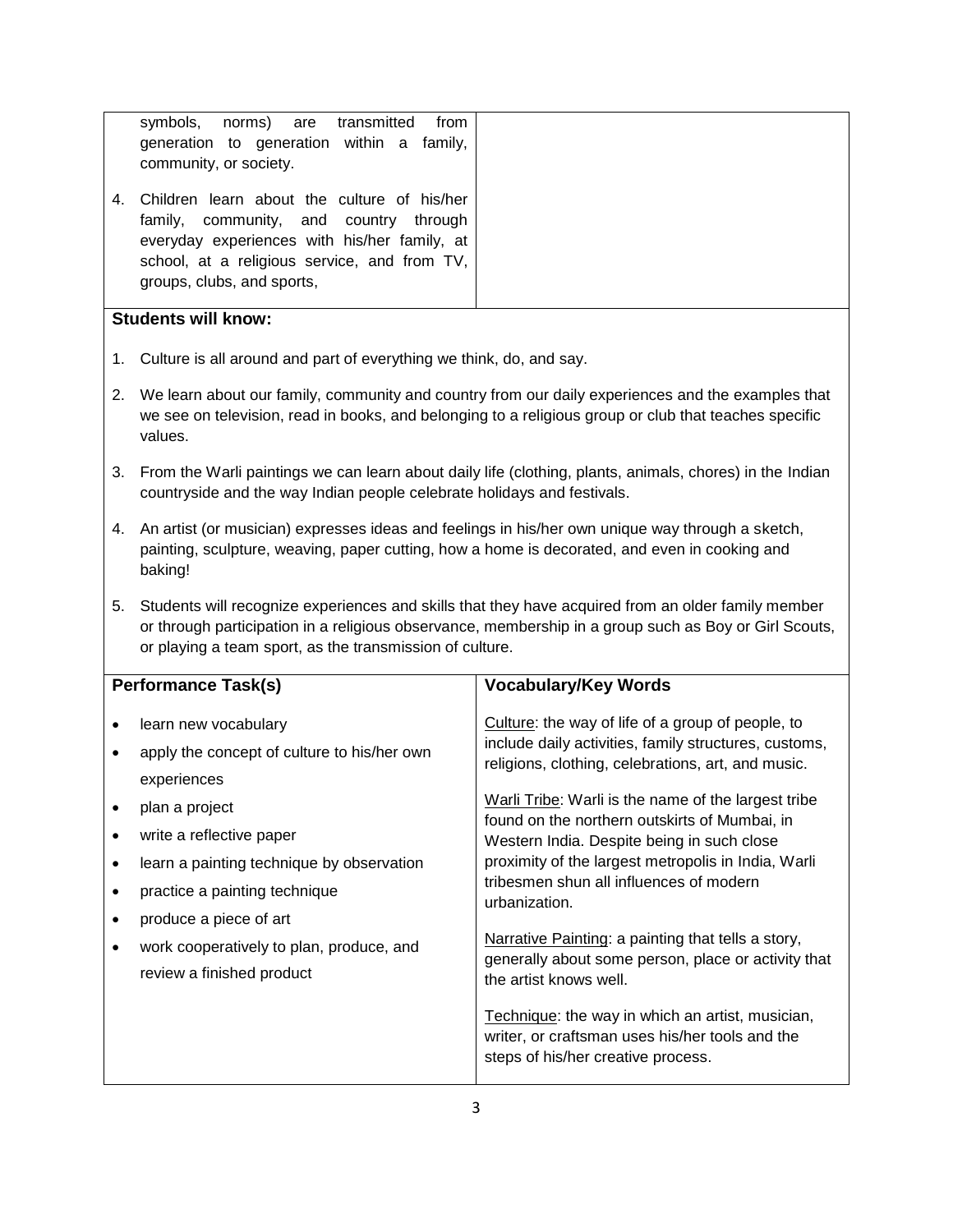| | |
|---|---|
| symbols, norms) are transmitted from generation to generation within a family, community, or society.<br><br>4. Children learn about the culture of his/her family, community, and country through everyday experiences with his/her family, at school, at a religious service, and from TV, groups, clubs, and sports, | |

**Students will know:**

1. Culture is all around and part of everything we think, do, and say.
2. We learn about our family, community and country from our daily experiences and the examples that we see on television, read in books, and belonging to a religious group or club that teaches specific values.
3. From the Warli paintings we can learn about daily life (clothing, plants, animals, chores) in the Indian countryside and the way Indian people celebrate holidays and festivals.
4. An artist (or musician) expresses ideas and feelings in his/her own unique way through a sketch, painting, sculpture, weaving, paper cutting, how a home is decorated, and even in cooking and baking!
5. Students will recognize experiences and skills that they have acquired from an older family member or through participation in a religious observance, membership in a group such as Boy or Girl Scouts, or playing a team sport, as the transmission of culture.

| **Performance Task(s)** | **Vocabulary/Key Words** |
|---|---|
| • learn new vocabulary<br>• apply the concept of culture to his/her own experiences<br>• plan a project<br>• write a reflective paper<br>• learn a painting technique by observation<br>• practice a painting technique<br>• produce a piece of art<br>• work cooperatively to plan, produce, and review a finished product | Culture: the way of life of a group of people, to include daily activities, family structures, customs, religions, clothing, celebrations, art, and music.<br><br>Warli Tribe: Warli is the name of the largest tribe found on the northern outskirts of Mumbai, in Western India. Despite being in such close proximity of the largest metropolis in India, Warli tribesmen shun all influences of modern urbanization.<br><br>Narrative Painting: a painting that tells a story, generally about some person, place or activity that the artist knows well.<br><br>Technique: the way in which an artist, musician, writer, or craftsman uses his/her tools and the steps of his/her creative process. |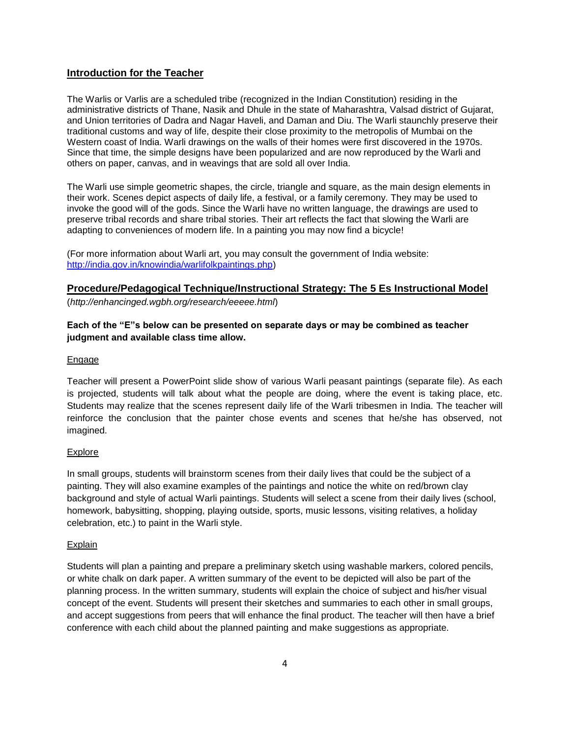## Introduction for the Teacher

The Warlis or Varlis are a scheduled tribe (recognized in the Indian Constitution) residing in the administrative districts of Thane, Nasik and Dhule in the state of Maharashtra, Valsad district of Gujarat, and Union territories of Dadra and Nagar Haveli, and Daman and Diu. The Warli staunchly preserve their traditional customs and way of life, despite their close proximity to the metropolis of Mumbai on the Western coast of India. Warli drawings on the walls of their homes were first discovered in the 1970s. Since that time, the simple designs have been popularized and are now reproduced by the Warli and others on paper, canvas, and in weavings that are sold all over India.

The Warli use simple geometric shapes, the circle, triangle and square, as the main design elements in their work. Scenes depict aspects of daily life, a festival, or a family ceremony. They may be used to invoke the good will of the gods. Since the Warli have no written language, the drawings are used to preserve tribal records and share tribal stories. Their art reflects the fact that slowing the Warli are adapting to conveniences of modern life. In a painting you may now find a bicycle!

(For more information about Warli art, you may consult the government of India website: http://india.gov.in/knowindia/warlifolkpaintings.php)

## Procedure/Pedagogical Technique/Instructional Strategy: The 5 Es Instructional Model

(*http://enhancinged.wgbh.org/research/eeeee.html*)

**Each of the "E"s below can be presented on separate days or may be combined as teacher judgment and available class time allow.**

Engage

Teacher will present a PowerPoint slide show of various Warli peasant paintings (separate file). As each is projected, students will talk about what the people are doing, where the event is taking place, etc. Students may realize that the scenes represent daily life of the Warli tribesmen in India. The teacher will reinforce the conclusion that the painter chose events and scenes that he/she has observed, not imagined.

Explore

In small groups, students will brainstorm scenes from their daily lives that could be the subject of a painting. They will also examine examples of the paintings and notice the white on red/brown clay background and style of actual Warli paintings. Students will select a scene from their daily lives (school, homework, babysitting, shopping, playing outside, sports, music lessons, visiting relatives, a holiday celebration, etc.) to paint in the Warli style.

Explain

Students will plan a painting and prepare a preliminary sketch using washable markers, colored pencils, or white chalk on dark paper. A written summary of the event to be depicted will also be part of the planning process. In the written summary, students will explain the choice of subject and his/her visual concept of the event. Students will present their sketches and summaries to each other in small groups, and accept suggestions from peers that will enhance the final product. The teacher will then have a brief conference with each child about the planned painting and make suggestions as appropriate.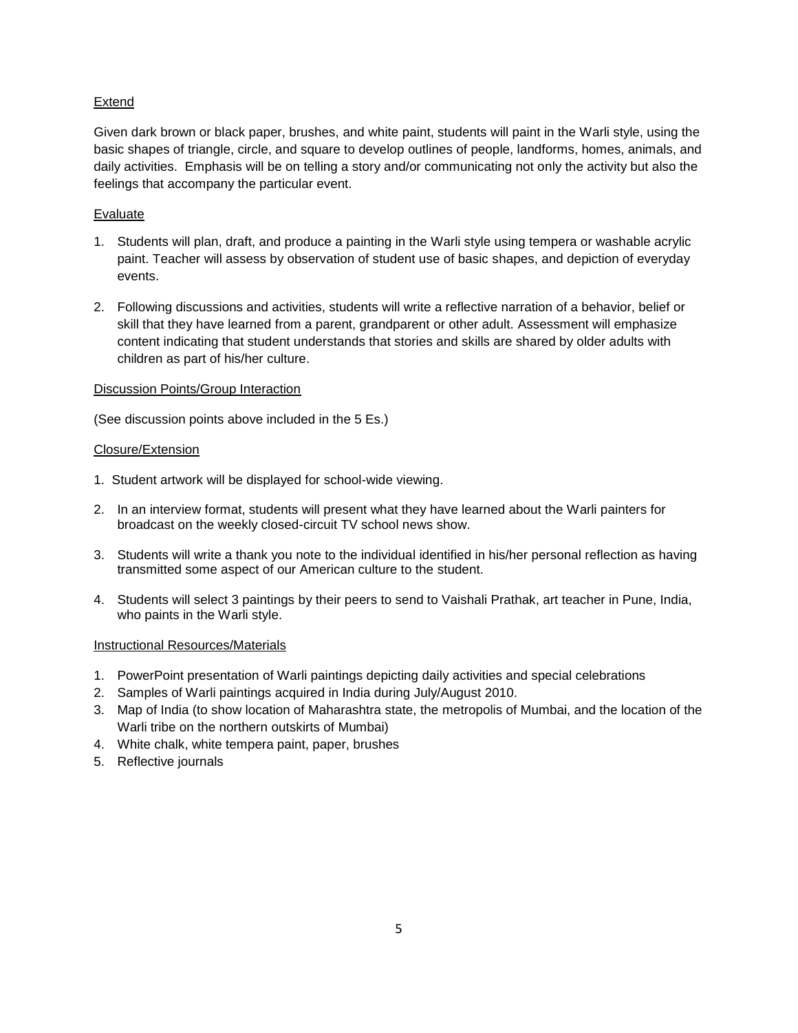Extend

Given dark brown or black paper, brushes, and white paint, students will paint in the Warli style, using the basic shapes of triangle, circle, and square to develop outlines of people, landforms, homes, animals, and daily activities. Emphasis will be on telling a story and/or communicating not only the activity but also the feelings that accompany the particular event.

Evaluate

1. Students will plan, draft, and produce a painting in the Warli style using tempera or washable acrylic paint. Teacher will assess by observation of student use of basic shapes, and depiction of everyday events.
2. Following discussions and activities, students will write a reflective narration of a behavior, belief or skill that they have learned from a parent, grandparent or other adult. Assessment will emphasize content indicating that student understands that stories and skills are shared by older adults with children as part of his/her culture.

Discussion Points/Group Interaction

(See discussion points above included in the 5 Es.)

Closure/Extension

1. Student artwork will be displayed for school-wide viewing.
2. In an interview format, students will present what they have learned about the Warli painters for broadcast on the weekly closed-circuit TV school news show.
3. Students will write a thank you note to the individual identified in his/her personal reflection as having transmitted some aspect of our American culture to the student.
4. Students will select 3 paintings by their peers to send to Vaishali Prathak, art teacher in Pune, India, who paints in the Warli style.

Instructional Resources/Materials

1. PowerPoint presentation of Warli paintings depicting daily activities and special celebrations
2. Samples of Warli paintings acquired in India during July/August 2010.
3. Map of India (to show location of Maharashtra state, the metropolis of Mumbai, and the location of the Warli tribe on the northern outskirts of Mumbai)
4. White chalk, white tempera paint, paper, brushes
5. Reflective journals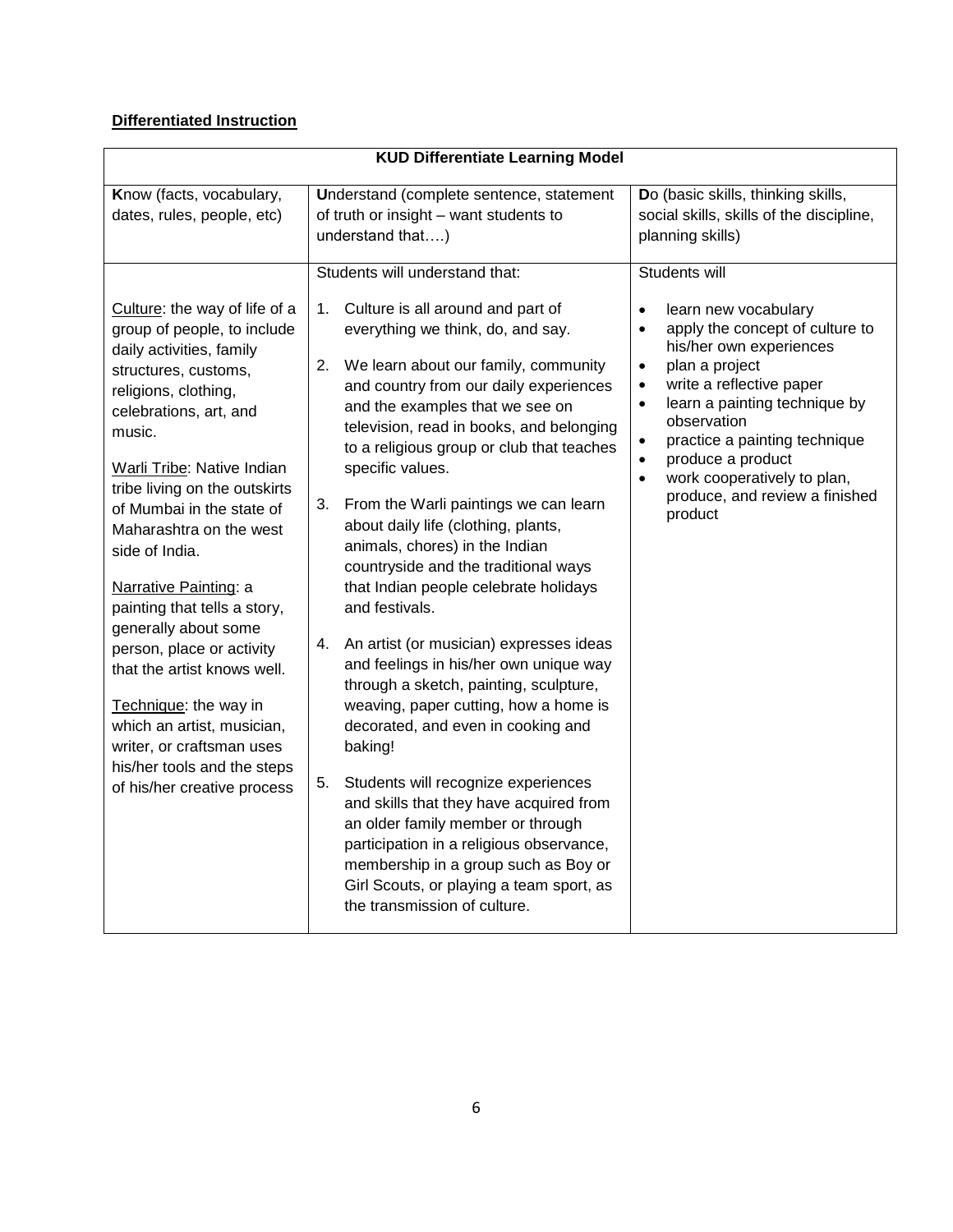**Differentiated Instruction**

| KUD Differentiate Learning Model | | |
|---|---|---|
| **K**now (facts, vocabulary, dates, rules, people, etc) | **U**nderstand (complete sentence, statement of truth or insight – want students to understand that….) | **D**o (basic skills, thinking skills, social skills, skills of the discipline, planning skills) |
| Culture: the way of life of a group of people, to include daily activities, family structures, customs, religions, clothing, celebrations, art, and music.<br><br>Warli Tribe: Native Indian tribe living on the outskirts of Mumbai in the state of Maharashtra on the west side of India.<br><br>Narrative Painting: a painting that tells a story, generally about some person, place or activity that the artist knows well.<br><br>Technique: the way in which an artist, musician, writer, or craftsman uses his/her tools and the steps of his/her creative process | Students will understand that:<br><br>1. Culture is all around and part of everything we think, do, and say.<br><br>2. We learn about our family, community and country from our daily experiences and the examples that we see on television, read in books, and belonging to a religious group or club that teaches specific values.<br><br>3. From the Warli paintings we can learn about daily life (clothing, plants, animals, chores) in the Indian countryside and the traditional ways that Indian people celebrate holidays and festivals.<br><br>4. An artist (or musician) expresses ideas and feelings in his/her own unique way through a sketch, painting, sculpture, weaving, paper cutting, how a home is decorated, and even in cooking and baking!<br><br>5. Students will recognize experiences and skills that they have acquired from an older family member or through participation in a religious observance, membership in a group such as Boy or Girl Scouts, or playing a team sport, as the transmission of culture. | Students will<br><br>• learn new vocabulary<br>• apply the concept of culture to his/her own experiences<br>• plan a project<br>• write a reflective paper<br>• learn a painting technique by observation<br>• practice a painting technique<br>• produce a product<br>• work cooperatively to plan, produce, and review a finished product |